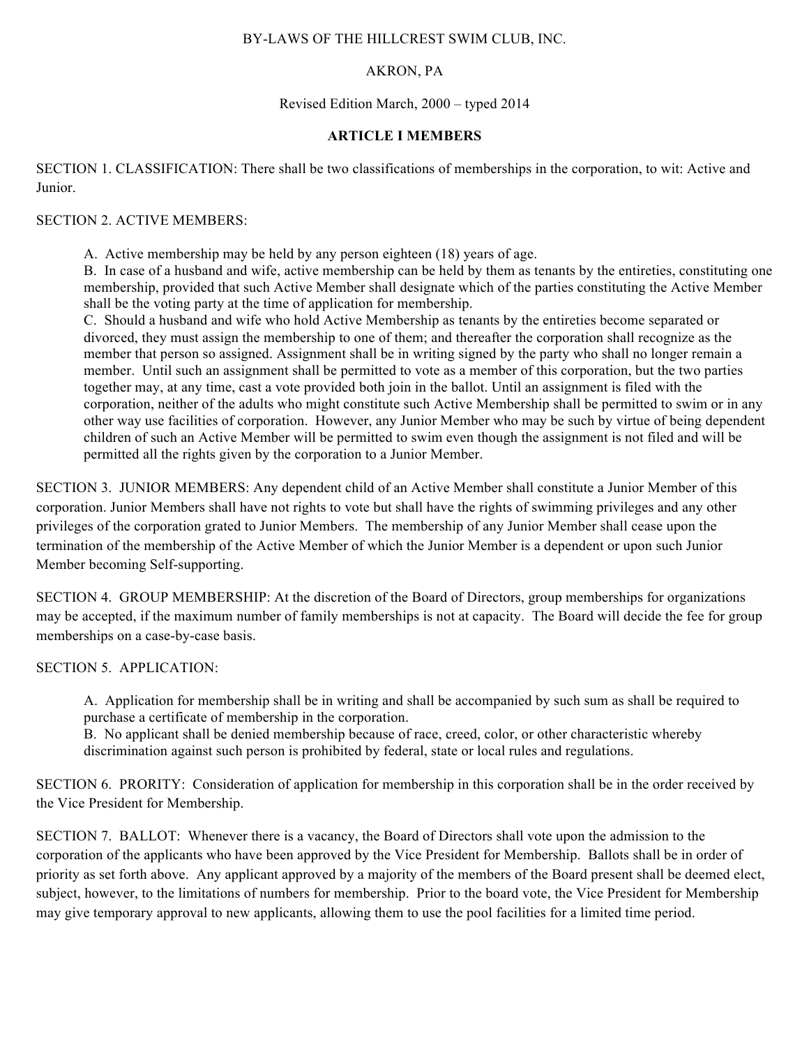BY-LAWS OF THE HILLCREST SWIM CLUB, INC.

AKRON, PA

Revised Edition March, 2000 – typed 2014

## ARTICLE I MEMBERS

SECTION 1. CLASSIFICATION: There shall be two classifications of memberships in the corporation, to wit: Active and Junior.

SECTION 2. ACTIVE MEMBERS:

A. Active membership may be held by any person eighteen (18) years of age.
B. In case of a husband and wife, active membership can be held by them as tenants by the entireties, constituting one membership, provided that such Active Member shall designate which of the parties constituting the Active Member shall be the voting party at the time of application for membership.
C. Should a husband and wife who hold Active Membership as tenants by the entireties become separated or divorced, they must assign the membership to one of them; and thereafter the corporation shall recognize as the member that person so assigned. Assignment shall be in writing signed by the party who shall no longer remain a member. Until such an assignment shall be permitted to vote as a member of this corporation, but the two parties together may, at any time, cast a vote provided both join in the ballot. Until an assignment is filed with the corporation, neither of the adults who might constitute such Active Membership shall be permitted to swim or in any other way use facilities of corporation. However, any Junior Member who may be such by virtue of being dependent children of such an Active Member will be permitted to swim even though the assignment is not filed and will be permitted all the rights given by the corporation to a Junior Member.

SECTION 3. JUNIOR MEMBERS: Any dependent child of an Active Member shall constitute a Junior Member of this corporation. Junior Members shall have not rights to vote but shall have the rights of swimming privileges and any other privileges of the corporation grated to Junior Members. The membership of any Junior Member shall cease upon the termination of the membership of the Active Member of which the Junior Member is a dependent or upon such Junior Member becoming Self-supporting.

SECTION 4. GROUP MEMBERSHIP: At the discretion of the Board of Directors, group memberships for organizations may be accepted, if the maximum number of family memberships is not at capacity. The Board will decide the fee for group memberships on a case-by-case basis.

SECTION 5. APPLICATION:

A. Application for membership shall be in writing and shall be accompanied by such sum as shall be required to purchase a certificate of membership in the corporation.
B. No applicant shall be denied membership because of race, creed, color, or other characteristic whereby discrimination against such person is prohibited by federal, state or local rules and regulations.

SECTION 6. PRORITY: Consideration of application for membership in this corporation shall be in the order received by the Vice President for Membership.

SECTION 7. BALLOT: Whenever there is a vacancy, the Board of Directors shall vote upon the admission to the corporation of the applicants who have been approved by the Vice President for Membership. Ballots shall be in order of priority as set forth above. Any applicant approved by a majority of the members of the Board present shall be deemed elect, subject, however, to the limitations of numbers for membership. Prior to the board vote, the Vice President for Membership may give temporary approval to new applicants, allowing them to use the pool facilities for a limited time period.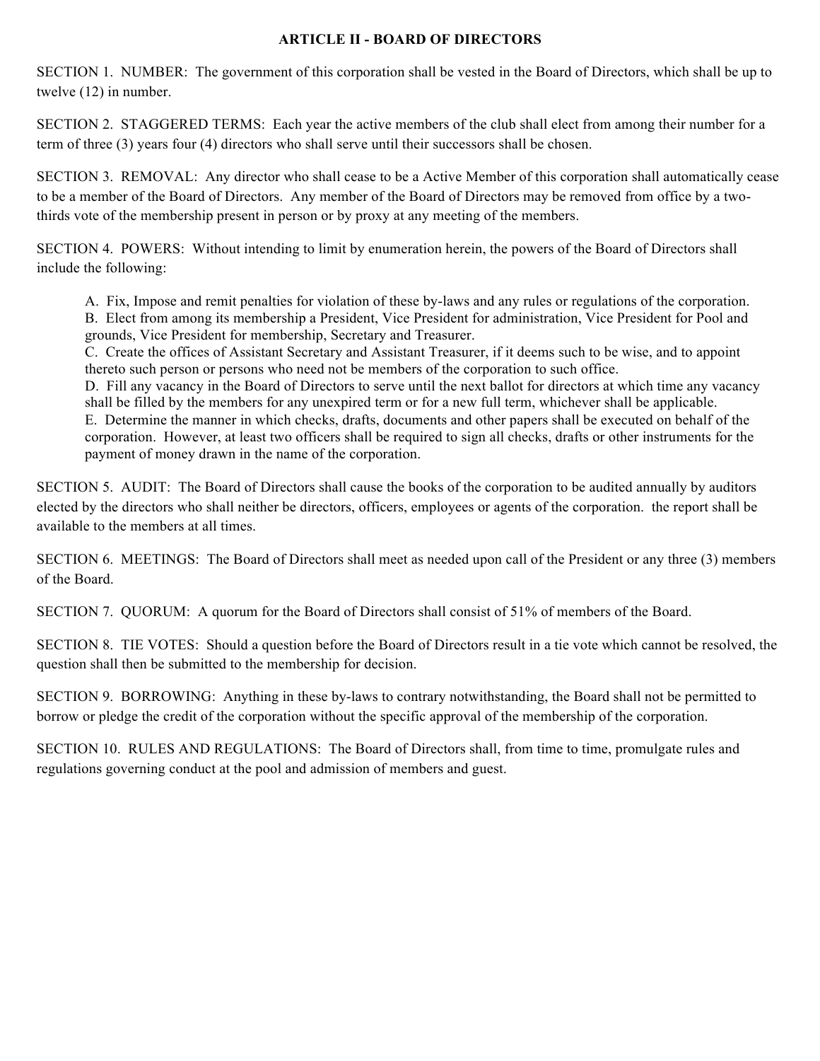## ARTICLE II - BOARD OF DIRECTORS

SECTION 1. NUMBER: The government of this corporation shall be vested in the Board of Directors, which shall be up to twelve (12) in number.

SECTION 2. STAGGERED TERMS: Each year the active members of the club shall elect from among their number for a term of three (3) years four (4) directors who shall serve until their successors shall be chosen.

SECTION 3. REMOVAL: Any director who shall cease to be a Active Member of this corporation shall automatically cease to be a member of the Board of Directors. Any member of the Board of Directors may be removed from office by a two-thirds vote of the membership present in person or by proxy at any meeting of the members.

SECTION 4. POWERS: Without intending to limit by enumeration herein, the powers of the Board of Directors shall include the following:

> A. Fix, Impose and remit penalties for violation of these by-laws and any rules or regulations of the corporation.
> B. Elect from among its membership a President, Vice President for administration, Vice President for Pool and grounds, Vice President for membership, Secretary and Treasurer.
> C. Create the offices of Assistant Secretary and Assistant Treasurer, if it deems such to be wise, and to appoint thereto such person or persons who need not be members of the corporation to such office.
> D. Fill any vacancy in the Board of Directors to serve until the next ballot for directors at which time any vacancy shall be filled by the members for any unexpired term or for a new full term, whichever shall be applicable.
> E. Determine the manner in which checks, drafts, documents and other papers shall be executed on behalf of the corporation. However, at least two officers shall be required to sign all checks, drafts or other instruments for the payment of money drawn in the name of the corporation.

SECTION 5. AUDIT: The Board of Directors shall cause the books of the corporation to be audited annually by auditors elected by the directors who shall neither be directors, officers, employees or agents of the corporation. the report shall be available to the members at all times.

SECTION 6. MEETINGS: The Board of Directors shall meet as needed upon call of the President or any three (3) members of the Board.

SECTION 7. QUORUM: A quorum for the Board of Directors shall consist of 51% of members of the Board.

SECTION 8. TIE VOTES: Should a question before the Board of Directors result in a tie vote which cannot be resolved, the question shall then be submitted to the membership for decision.

SECTION 9. BORROWING: Anything in these by-laws to contrary notwithstanding, the Board shall not be permitted to borrow or pledge the credit of the corporation without the specific approval of the membership of the corporation.

SECTION 10. RULES AND REGULATIONS: The Board of Directors shall, from time to time, promulgate rules and regulations governing conduct at the pool and admission of members and guest.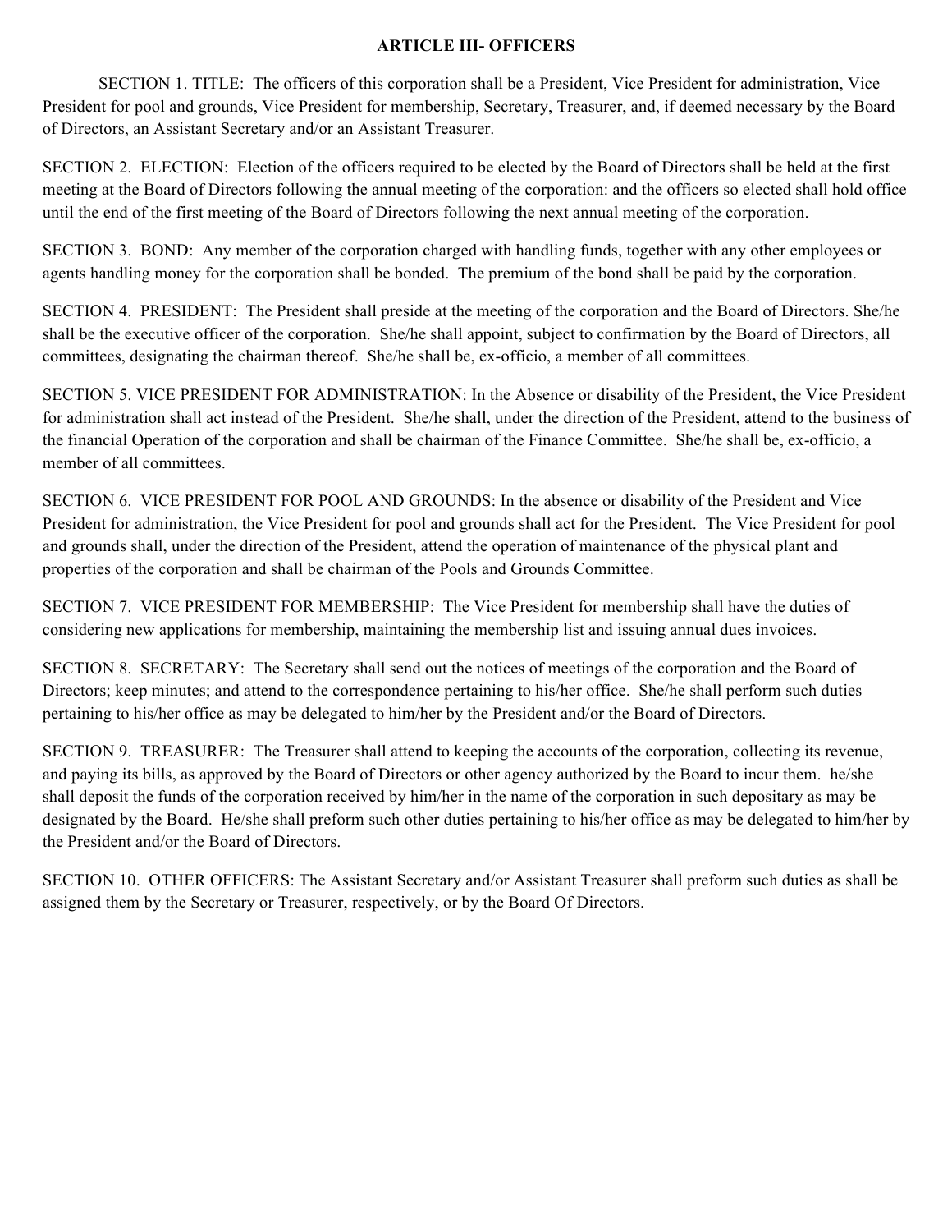## ARTICLE III- OFFICERS

SECTION 1. TITLE: The officers of this corporation shall be a President, Vice President for administration, Vice President for pool and grounds, Vice President for membership, Secretary, Treasurer, and, if deemed necessary by the Board of Directors, an Assistant Secretary and/or an Assistant Treasurer.

SECTION 2. ELECTION: Election of the officers required to be elected by the Board of Directors shall be held at the first meeting at the Board of Directors following the annual meeting of the corporation: and the officers so elected shall hold office until the end of the first meeting of the Board of Directors following the next annual meeting of the corporation.

SECTION 3. BOND: Any member of the corporation charged with handling funds, together with any other employees or agents handling money for the corporation shall be bonded. The premium of the bond shall be paid by the corporation.

SECTION 4. PRESIDENT: The President shall preside at the meeting of the corporation and the Board of Directors. She/he shall be the executive officer of the corporation. She/he shall appoint, subject to confirmation by the Board of Directors, all committees, designating the chairman thereof. She/he shall be, ex-officio, a member of all committees.

SECTION 5. VICE PRESIDENT FOR ADMINISTRATION: In the Absence or disability of the President, the Vice President for administration shall act instead of the President. She/he shall, under the direction of the President, attend to the business of the financial Operation of the corporation and shall be chairman of the Finance Committee. She/he shall be, ex-officio, a member of all committees.

SECTION 6. VICE PRESIDENT FOR POOL AND GROUNDS: In the absence or disability of the President and Vice President for administration, the Vice President for pool and grounds shall act for the President. The Vice President for pool and grounds shall, under the direction of the President, attend the operation of maintenance of the physical plant and properties of the corporation and shall be chairman of the Pools and Grounds Committee.

SECTION 7. VICE PRESIDENT FOR MEMBERSHIP: The Vice President for membership shall have the duties of considering new applications for membership, maintaining the membership list and issuing annual dues invoices.

SECTION 8. SECRETARY: The Secretary shall send out the notices of meetings of the corporation and the Board of Directors; keep minutes; and attend to the correspondence pertaining to his/her office. She/he shall perform such duties pertaining to his/her office as may be delegated to him/her by the President and/or the Board of Directors.

SECTION 9. TREASURER: The Treasurer shall attend to keeping the accounts of the corporation, collecting its revenue, and paying its bills, as approved by the Board of Directors or other agency authorized by the Board to incur them. he/she shall deposit the funds of the corporation received by him/her in the name of the corporation in such depositary as may be designated by the Board. He/she shall preform such other duties pertaining to his/her office as may be delegated to him/her by the President and/or the Board of Directors.

SECTION 10. OTHER OFFICERS: The Assistant Secretary and/or Assistant Treasurer shall preform such duties as shall be assigned them by the Secretary or Treasurer, respectively, or by the Board Of Directors.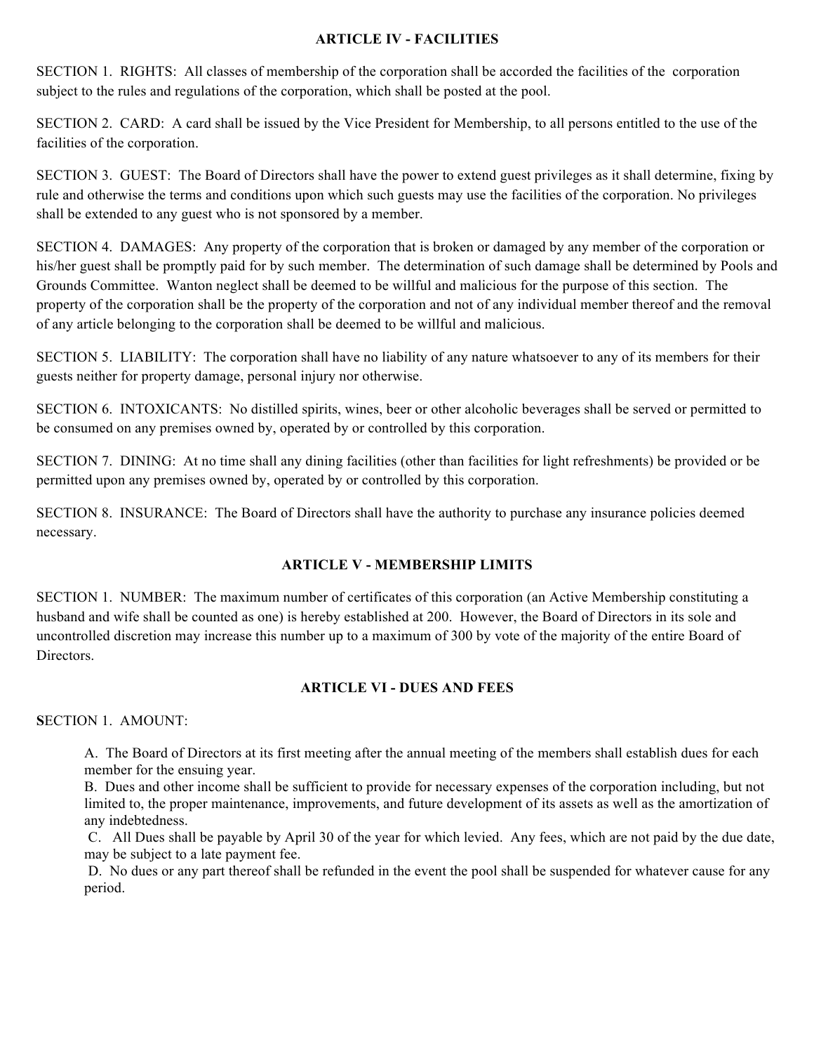## ARTICLE IV - FACILITIES

SECTION 1. RIGHTS: All classes of membership of the corporation shall be accorded the facilities of the corporation subject to the rules and regulations of the corporation, which shall be posted at the pool.

SECTION 2. CARD: A card shall be issued by the Vice President for Membership, to all persons entitled to the use of the facilities of the corporation.

SECTION 3. GUEST: The Board of Directors shall have the power to extend guest privileges as it shall determine, fixing by rule and otherwise the terms and conditions upon which such guests may use the facilities of the corporation. No privileges shall be extended to any guest who is not sponsored by a member.

SECTION 4. DAMAGES: Any property of the corporation that is broken or damaged by any member of the corporation or his/her guest shall be promptly paid for by such member. The determination of such damage shall be determined by Pools and Grounds Committee. Wanton neglect shall be deemed to be willful and malicious for the purpose of this section. The property of the corporation shall be the property of the corporation and not of any individual member thereof and the removal of any article belonging to the corporation shall be deemed to be willful and malicious.

SECTION 5. LIABILITY: The corporation shall have no liability of any nature whatsoever to any of its members for their guests neither for property damage, personal injury nor otherwise.

SECTION 6. INTOXICANTS: No distilled spirits, wines, beer or other alcoholic beverages shall be served or permitted to be consumed on any premises owned by, operated by or controlled by this corporation.

SECTION 7. DINING: At no time shall any dining facilities (other than facilities for light refreshments) be provided or be permitted upon any premises owned by, operated by or controlled by this corporation.

SECTION 8. INSURANCE: The Board of Directors shall have the authority to purchase any insurance policies deemed necessary.

## ARTICLE V - MEMBERSHIP LIMITS

SECTION 1. NUMBER: The maximum number of certificates of this corporation (an Active Membership constituting a husband and wife shall be counted as one) is hereby established at 200. However, the Board of Directors in its sole and uncontrolled discretion may increase this number up to a maximum of 300 by vote of the majority of the entire Board of Directors.

## ARTICLE VI - DUES AND FEES

SECTION 1. AMOUNT:

A. The Board of Directors at its first meeting after the annual meeting of the members shall establish dues for each member for the ensuing year.

B. Dues and other income shall be sufficient to provide for necessary expenses of the corporation including, but not limited to, the proper maintenance, improvements, and future development of its assets as well as the amortization of any indebtedness.

C. All Dues shall be payable by April 30 of the year for which levied. Any fees, which are not paid by the due date, may be subject to a late payment fee.

D. No dues or any part thereof shall be refunded in the event the pool shall be suspended for whatever cause for any period.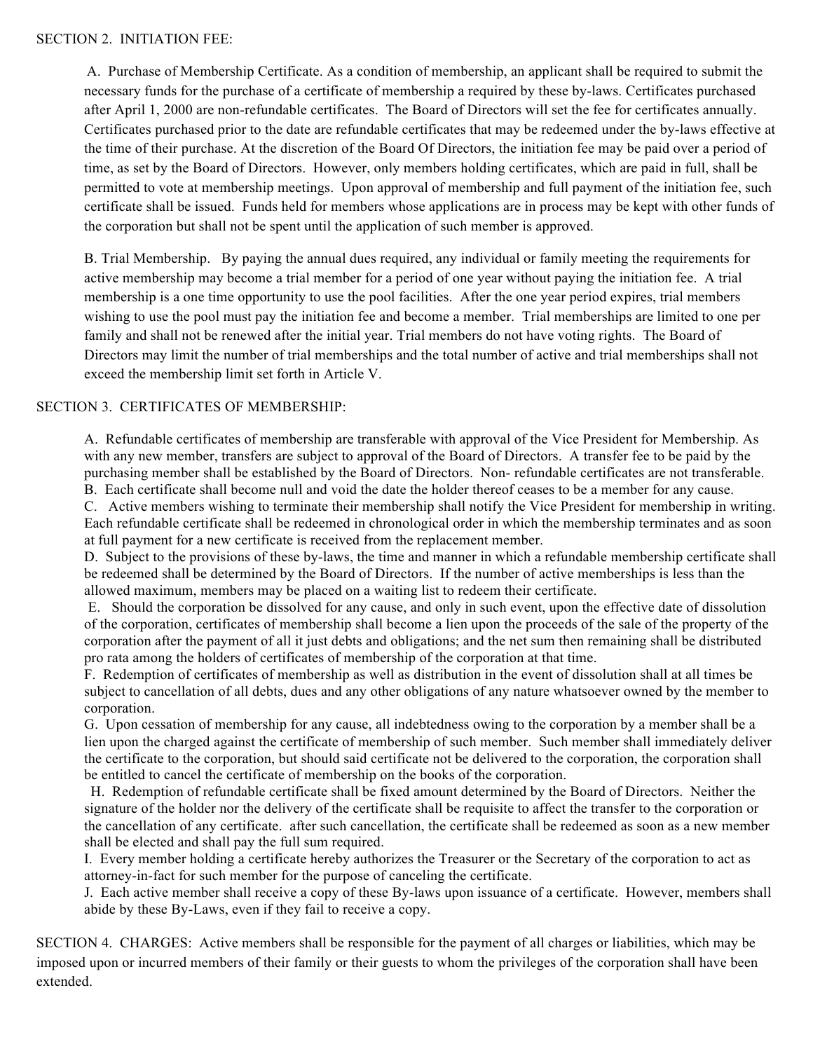SECTION 2. INITIATION FEE:

A. Purchase of Membership Certificate. As a condition of membership, an applicant shall be required to submit the necessary funds for the purchase of a certificate of membership a required by these by-laws. Certificates purchased after April 1, 2000 are non-refundable certificates. The Board of Directors will set the fee for certificates annually. Certificates purchased prior to the date are refundable certificates that may be redeemed under the by-laws effective at the time of their purchase. At the discretion of the Board Of Directors, the initiation fee may be paid over a period of time, as set by the Board of Directors. However, only members holding certificates, which are paid in full, shall be permitted to vote at membership meetings. Upon approval of membership and full payment of the initiation fee, such certificate shall be issued. Funds held for members whose applications are in process may be kept with other funds of the corporation but shall not be spent until the application of such member is approved.

B. Trial Membership. By paying the annual dues required, any individual or family meeting the requirements for active membership may become a trial member for a period of one year without paying the initiation fee. A trial membership is a one time opportunity to use the pool facilities. After the one year period expires, trial members wishing to use the pool must pay the initiation fee and become a member. Trial memberships are limited to one per family and shall not be renewed after the initial year. Trial members do not have voting rights. The Board of Directors may limit the number of trial memberships and the total number of active and trial memberships shall not exceed the membership limit set forth in Article V.

SECTION 3. CERTIFICATES OF MEMBERSHIP:

A. Refundable certificates of membership are transferable with approval of the Vice President for Membership. As with any new member, transfers are subject to approval of the Board of Directors. A transfer fee to be paid by the purchasing member shall be established by the Board of Directors. Non- refundable certificates are not transferable.
B. Each certificate shall become null and void the date the holder thereof ceases to be a member for any cause.
C. Active members wishing to terminate their membership shall notify the Vice President for membership in writing. Each refundable certificate shall be redeemed in chronological order in which the membership terminates and as soon at full payment for a new certificate is received from the replacement member.
D. Subject to the provisions of these by-laws, the time and manner in which a refundable membership certificate shall be redeemed shall be determined by the Board of Directors. If the number of active memberships is less than the allowed maximum, members may be placed on a waiting list to redeem their certificate.
E. Should the corporation be dissolved for any cause, and only in such event, upon the effective date of dissolution of the corporation, certificates of membership shall become a lien upon the proceeds of the sale of the property of the corporation after the payment of all it just debts and obligations; and the net sum then remaining shall be distributed pro rata among the holders of certificates of membership of the corporation at that time.
F. Redemption of certificates of membership as well as distribution in the event of dissolution shall at all times be subject to cancellation of all debts, dues and any other obligations of any nature whatsoever owned by the member to corporation.
G. Upon cessation of membership for any cause, all indebtedness owing to the corporation by a member shall be a lien upon the charged against the certificate of membership of such member. Such member shall immediately deliver the certificate to the corporation, but should said certificate not be delivered to the corporation, the corporation shall be entitled to cancel the certificate of membership on the books of the corporation.
H. Redemption of refundable certificate shall be fixed amount determined by the Board of Directors. Neither the signature of the holder nor the delivery of the certificate shall be requisite to affect the transfer to the corporation or the cancellation of any certificate. after such cancellation, the certificate shall be redeemed as soon as a new member shall be elected and shall pay the full sum required.
I. Every member holding a certificate hereby authorizes the Treasurer or the Secretary of the corporation to act as attorney-in-fact for such member for the purpose of canceling the certificate.
J. Each active member shall receive a copy of these By-laws upon issuance of a certificate. However, members shall abide by these By-Laws, even if they fail to receive a copy.

SECTION 4. CHARGES: Active members shall be responsible for the payment of all charges or liabilities, which may be imposed upon or incurred members of their family or their guests to whom the privileges of the corporation shall have been extended.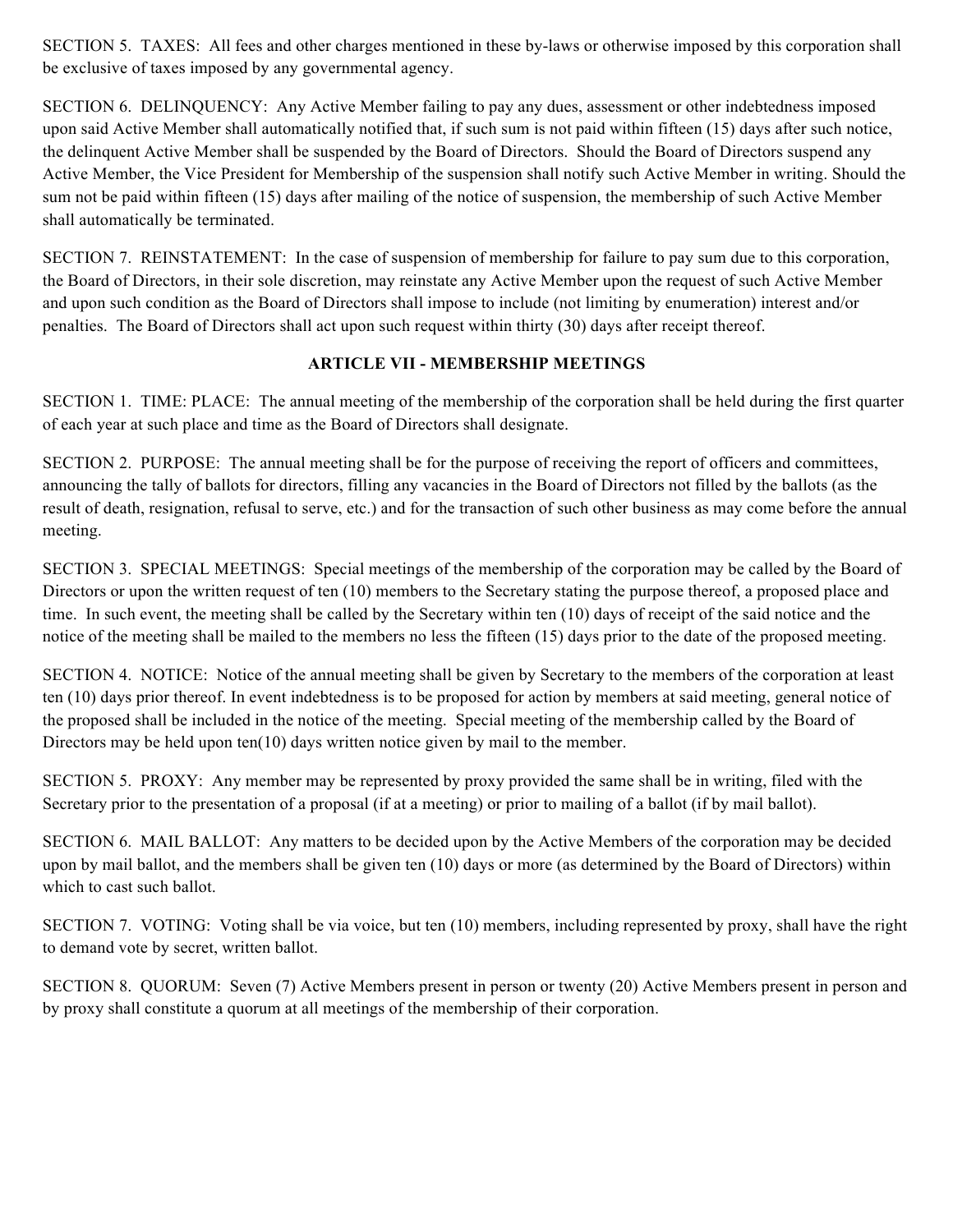SECTION 5. TAXES: All fees and other charges mentioned in these by-laws or otherwise imposed by this corporation shall be exclusive of taxes imposed by any governmental agency.

SECTION 6. DELINQUENCY: Any Active Member failing to pay any dues, assessment or other indebtedness imposed upon said Active Member shall automatically notified that, if such sum is not paid within fifteen (15) days after such notice, the delinquent Active Member shall be suspended by the Board of Directors. Should the Board of Directors suspend any Active Member, the Vice President for Membership of the suspension shall notify such Active Member in writing. Should the sum not be paid within fifteen (15) days after mailing of the notice of suspension, the membership of such Active Member shall automatically be terminated.

SECTION 7. REINSTATEMENT: In the case of suspension of membership for failure to pay sum due to this corporation, the Board of Directors, in their sole discretion, may reinstate any Active Member upon the request of such Active Member and upon such condition as the Board of Directors shall impose to include (not limiting by enumeration) interest and/or penalties. The Board of Directors shall act upon such request within thirty (30) days after receipt thereof.

## ARTICLE VII - MEMBERSHIP MEETINGS

SECTION 1. TIME: PLACE: The annual meeting of the membership of the corporation shall be held during the first quarter of each year at such place and time as the Board of Directors shall designate.

SECTION 2. PURPOSE: The annual meeting shall be for the purpose of receiving the report of officers and committees, announcing the tally of ballots for directors, filling any vacancies in the Board of Directors not filled by the ballots (as the result of death, resignation, refusal to serve, etc.) and for the transaction of such other business as may come before the annual meeting.

SECTION 3. SPECIAL MEETINGS: Special meetings of the membership of the corporation may be called by the Board of Directors or upon the written request of ten (10) members to the Secretary stating the purpose thereof, a proposed place and time. In such event, the meeting shall be called by the Secretary within ten (10) days of receipt of the said notice and the notice of the meeting shall be mailed to the members no less the fifteen (15) days prior to the date of the proposed meeting.

SECTION 4. NOTICE: Notice of the annual meeting shall be given by Secretary to the members of the corporation at least ten (10) days prior thereof. In event indebtedness is to be proposed for action by members at said meeting, general notice of the proposed shall be included in the notice of the meeting. Special meeting of the membership called by the Board of Directors may be held upon ten(10) days written notice given by mail to the member.

SECTION 5. PROXY: Any member may be represented by proxy provided the same shall be in writing, filed with the Secretary prior to the presentation of a proposal (if at a meeting) or prior to mailing of a ballot (if by mail ballot).

SECTION 6. MAIL BALLOT: Any matters to be decided upon by the Active Members of the corporation may be decided upon by mail ballot, and the members shall be given ten (10) days or more (as determined by the Board of Directors) within which to cast such ballot.

SECTION 7. VOTING: Voting shall be via voice, but ten (10) members, including represented by proxy, shall have the right to demand vote by secret, written ballot.

SECTION 8. QUORUM: Seven (7) Active Members present in person or twenty (20) Active Members present in person and by proxy shall constitute a quorum at all meetings of the membership of their corporation.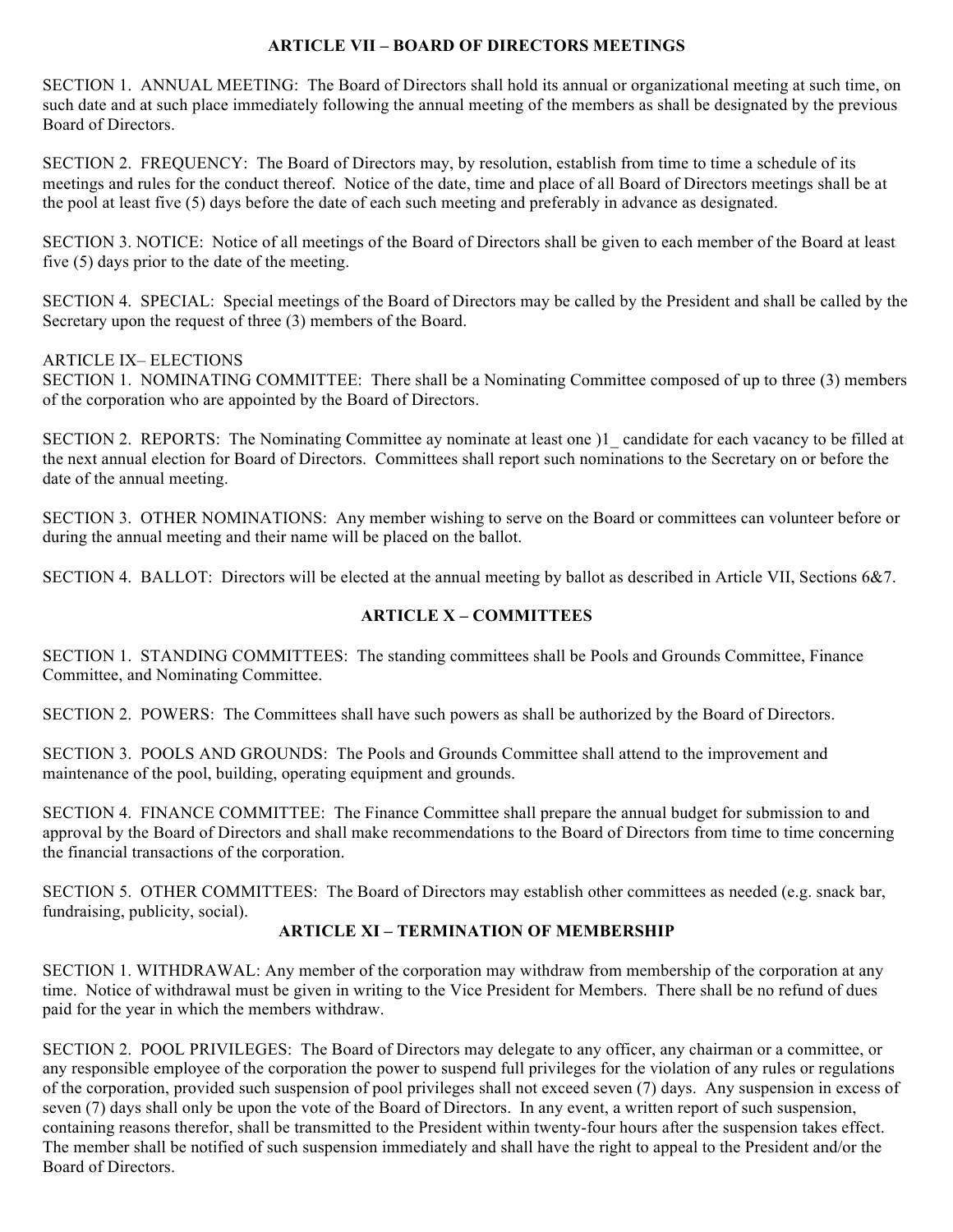## ARTICLE VII – BOARD OF DIRECTORS MEETINGS

SECTION 1. ANNUAL MEETING: The Board of Directors shall hold its annual or organizational meeting at such time, on such date and at such place immediately following the annual meeting of the members as shall be designated by the previous Board of Directors.

SECTION 2. FREQUENCY: The Board of Directors may, by resolution, establish from time to time a schedule of its meetings and rules for the conduct thereof. Notice of the date, time and place of all Board of Directors meetings shall be at the pool at least five (5) days before the date of each such meeting and preferably in advance as designated.

SECTION 3. NOTICE: Notice of all meetings of the Board of Directors shall be given to each member of the Board at least five (5) days prior to the date of the meeting.

SECTION 4. SPECIAL: Special meetings of the Board of Directors may be called by the President and shall be called by the Secretary upon the request of three (3) members of the Board.

ARTICLE IX– ELECTIONS

SECTION 1. NOMINATING COMMITTEE: There shall be a Nominating Committee composed of up to three (3) members of the corporation who are appointed by the Board of Directors.

SECTION 2. REPORTS: The Nominating Committee ay nominate at least one )1_ candidate for each vacancy to be filled at the next annual election for Board of Directors. Committees shall report such nominations to the Secretary on or before the date of the annual meeting.

SECTION 3. OTHER NOMINATIONS: Any member wishing to serve on the Board or committees can volunteer before or during the annual meeting and their name will be placed on the ballot.

SECTION 4. BALLOT: Directors will be elected at the annual meeting by ballot as described in Article VII, Sections 6&7.

## ARTICLE X – COMMITTEES

SECTION 1. STANDING COMMITTEES: The standing committees shall be Pools and Grounds Committee, Finance Committee, and Nominating Committee.

SECTION 2. POWERS: The Committees shall have such powers as shall be authorized by the Board of Directors.

SECTION 3. POOLS AND GROUNDS: The Pools and Grounds Committee shall attend to the improvement and maintenance of the pool, building, operating equipment and grounds.

SECTION 4. FINANCE COMMITTEE: The Finance Committee shall prepare the annual budget for submission to and approval by the Board of Directors and shall make recommendations to the Board of Directors from time to time concerning the financial transactions of the corporation.

SECTION 5. OTHER COMMITTEES: The Board of Directors may establish other committees as needed (e.g. snack bar, fundraising, publicity, social).

## ARTICLE XI – TERMINATION OF MEMBERSHIP

SECTION 1. WITHDRAWAL: Any member of the corporation may withdraw from membership of the corporation at any time. Notice of withdrawal must be given in writing to the Vice President for Members. There shall be no refund of dues paid for the year in which the members withdraw.

SECTION 2. POOL PRIVILEGES: The Board of Directors may delegate to any officer, any chairman or a committee, or any responsible employee of the corporation the power to suspend full privileges for the violation of any rules or regulations of the corporation, provided such suspension of pool privileges shall not exceed seven (7) days. Any suspension in excess of seven (7) days shall only be upon the vote of the Board of Directors. In any event, a written report of such suspension, containing reasons therefor, shall be transmitted to the President within twenty-four hours after the suspension takes effect. The member shall be notified of such suspension immediately and shall have the right to appeal to the President and/or the Board of Directors.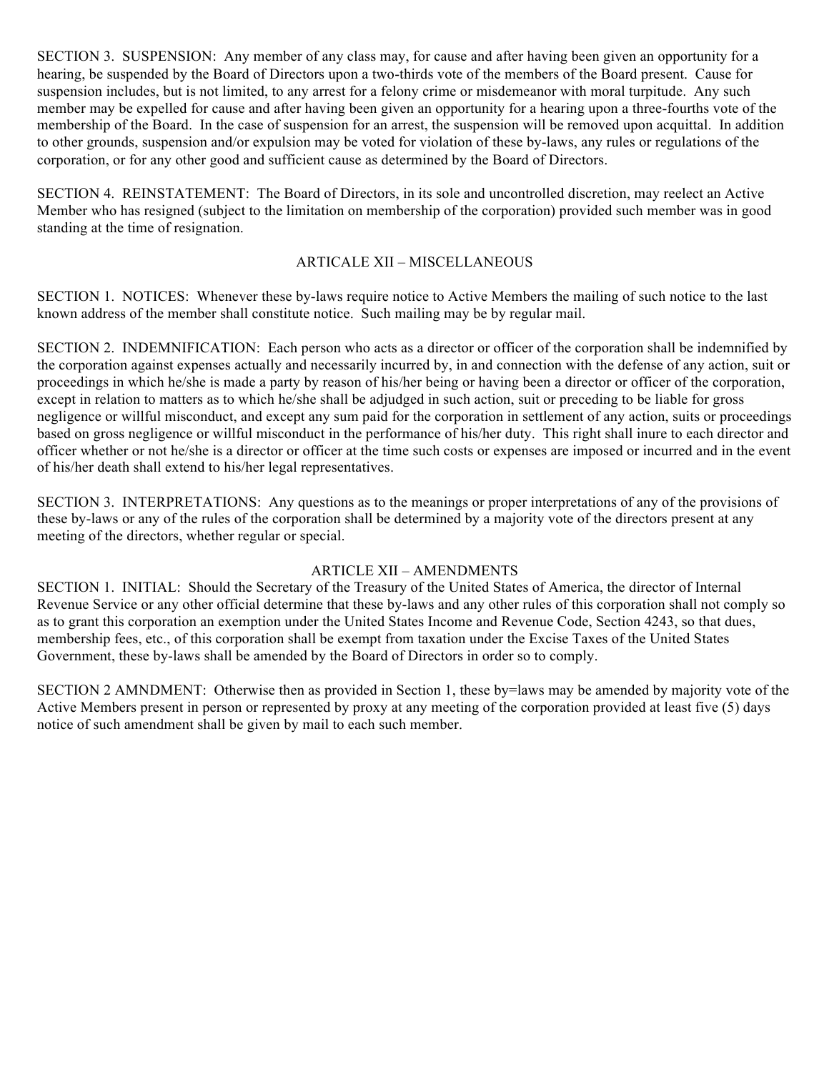SECTION 3. SUSPENSION: Any member of any class may, for cause and after having been given an opportunity for a hearing, be suspended by the Board of Directors upon a two-thirds vote of the members of the Board present. Cause for suspension includes, but is not limited, to any arrest for a felony crime or misdemeanor with moral turpitude. Any such member may be expelled for cause and after having been given an opportunity for a hearing upon a three-fourths vote of the membership of the Board. In the case of suspension for an arrest, the suspension will be removed upon acquittal. In addition to other grounds, suspension and/or expulsion may be voted for violation of these by-laws, any rules or regulations of the corporation, or for any other good and sufficient cause as determined by the Board of Directors.

SECTION 4. REINSTATEMENT: The Board of Directors, in its sole and uncontrolled discretion, may reelect an Active Member who has resigned (subject to the limitation on membership of the corporation) provided such member was in good standing at the time of resignation.

## ARTICALE XII – MISCELLANEOUS

SECTION 1. NOTICES: Whenever these by-laws require notice to Active Members the mailing of such notice to the last known address of the member shall constitute notice. Such mailing may be by regular mail.

SECTION 2. INDEMNIFICATION: Each person who acts as a director or officer of the corporation shall be indemnified by the corporation against expenses actually and necessarily incurred by, in and connection with the defense of any action, suit or proceedings in which he/she is made a party by reason of his/her being or having been a director or officer of the corporation, except in relation to matters as to which he/she shall be adjudged in such action, suit or preceding to be liable for gross negligence or willful misconduct, and except any sum paid for the corporation in settlement of any action, suits or proceedings based on gross negligence or willful misconduct in the performance of his/her duty. This right shall inure to each director and officer whether or not he/she is a director or officer at the time such costs or expenses are imposed or incurred and in the event of his/her death shall extend to his/her legal representatives.

SECTION 3. INTERPRETATIONS: Any questions as to the meanings or proper interpretations of any of the provisions of these by-laws or any of the rules of the corporation shall be determined by a majority vote of the directors present at any meeting of the directors, whether regular or special.

## ARTICLE XII – AMENDMENTS

SECTION 1. INITIAL: Should the Secretary of the Treasury of the United States of America, the director of Internal Revenue Service or any other official determine that these by-laws and any other rules of this corporation shall not comply so as to grant this corporation an exemption under the United States Income and Revenue Code, Section 4243, so that dues, membership fees, etc., of this corporation shall be exempt from taxation under the Excise Taxes of the United States Government, these by-laws shall be amended by the Board of Directors in order so to comply.

SECTION 2 AMNDMENT: Otherwise then as provided in Section 1, these by=laws may be amended by majority vote of the Active Members present in person or represented by proxy at any meeting of the corporation provided at least five (5) days notice of such amendment shall be given by mail to each such member.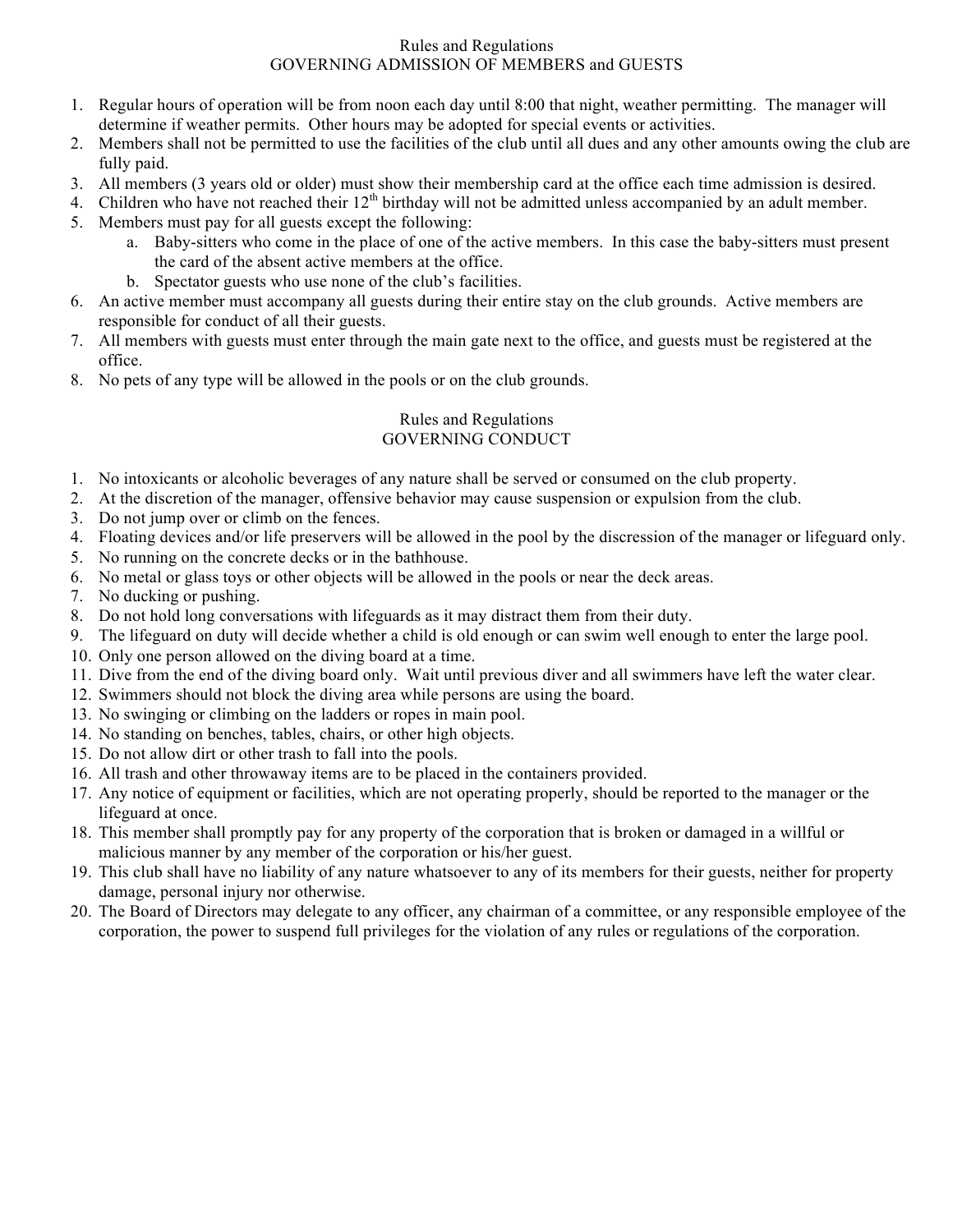## Rules and Regulations
## GOVERNING ADMISSION OF MEMBERS and GUESTS

1. Regular hours of operation will be from noon each day until 8:00 that night, weather permitting. The manager will determine if weather permits. Other hours may be adopted for special events or activities.
2. Members shall not be permitted to use the facilities of the club until all dues and any other amounts owing the club are fully paid.
3. All members (3 years old or older) must show their membership card at the office each time admission is desired.
4. Children who have not reached their 12th birthday will not be admitted unless accompanied by an adult member.
5. Members must pay for all guests except the following:
   a. Baby-sitters who come in the place of one of the active members. In this case the baby-sitters must present the card of the absent active members at the office.
   b. Spectator guests who use none of the club's facilities.
6. An active member must accompany all guests during their entire stay on the club grounds. Active members are responsible for conduct of all their guests.
7. All members with guests must enter through the main gate next to the office, and guests must be registered at the office.
8. No pets of any type will be allowed in the pools or on the club grounds.

## Rules and Regulations
## GOVERNING CONDUCT

1. No intoxicants or alcoholic beverages of any nature shall be served or consumed on the club property.
2. At the discretion of the manager, offensive behavior may cause suspension or expulsion from the club.
3. Do not jump over or climb on the fences.
4. Floating devices and/or life preservers will be allowed in the pool by the discression of the manager or lifeguard only.
5. No running on the concrete decks or in the bathhouse.
6. No metal or glass toys or other objects will be allowed in the pools or near the deck areas.
7. No ducking or pushing.
8. Do not hold long conversations with lifeguards as it may distract them from their duty.
9. The lifeguard on duty will decide whether a child is old enough or can swim well enough to enter the large pool.
10. Only one person allowed on the diving board at a time.
11. Dive from the end of the diving board only. Wait until previous diver and all swimmers have left the water clear.
12. Swimmers should not block the diving area while persons are using the board.
13. No swinging or climbing on the ladders or ropes in main pool.
14. No standing on benches, tables, chairs, or other high objects.
15. Do not allow dirt or other trash to fall into the pools.
16. All trash and other throwaway items are to be placed in the containers provided.
17. Any notice of equipment or facilities, which are not operating properly, should be reported to the manager or the lifeguard at once.
18. This member shall promptly pay for any property of the corporation that is broken or damaged in a willful or malicious manner by any member of the corporation or his/her guest.
19. This club shall have no liability of any nature whatsoever to any of its members for their guests, neither for property damage, personal injury nor otherwise.
20. The Board of Directors may delegate to any officer, any chairman of a committee, or any responsible employee of the corporation, the power to suspend full privileges for the violation of any rules or regulations of the corporation.